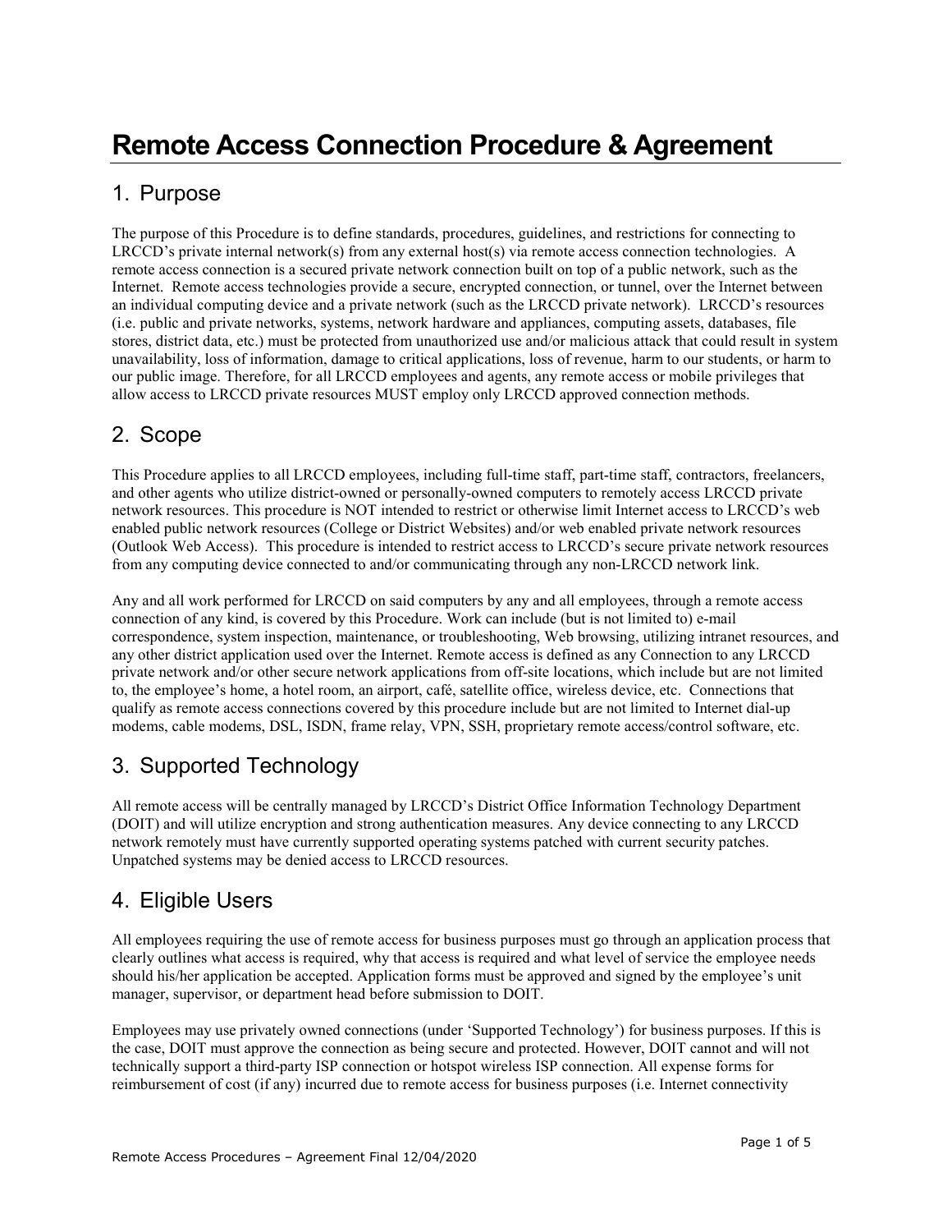# Remote Access Connection Procedure & Agreement

## 1. Purpose

The purpose of this Procedure is to define standards, procedures, guidelines, and restrictions for connecting to LRCCD's private internal network(s) from any external host(s) via remote access connection technologies. A remote access connection is a secured private network connection built on top of a public network, such as the Internet. Remote access technologies provide a secure, encrypted connection, or tunnel, over the Internet between an individual computing device and a private network (such as the LRCCD private network). LRCCD's resources (i.e. public and private networks, systems, network hardware and appliances, computing assets, databases, file stores, district data, etc.) must be protected from unauthorized use and/or malicious attack that could result in system unavailability, loss of information, damage to critical applications, loss of revenue, harm to our students, or harm to our public image. Therefore, for all LRCCD employees and agents, any remote access or mobile privileges that allow access to LRCCD private resources MUST employ only LRCCD approved connection methods.

## 2. Scope

This Procedure applies to all LRCCD employees, including full-time staff, part-time staff, contractors, freelancers, and other agents who utilize district-owned or personally-owned computers to remotely access LRCCD private network resources. This procedure is NOT intended to restrict or otherwise limit Internet access to LRCCD's web enabled public network resources (College or District Websites) and/or web enabled private network resources (Outlook Web Access). This procedure is intended to restrict access to LRCCD's secure private network resources from any computing device connected to and/or communicating through any non-LRCCD network link.

Any and all work performed for LRCCD on said computers by any and all employees, through a remote access connection of any kind, is covered by this Procedure. Work can include (but is not limited to) e-mail correspondence, system inspection, maintenance, or troubleshooting, Web browsing, utilizing intranet resources, and any other district application used over the Internet. Remote access is defined as any Connection to any LRCCD private network and/or other secure network applications from off-site locations, which include but are not limited to, the employee's home, a hotel room, an airport, café, satellite office, wireless device, etc. Connections that qualify as remote access connections covered by this procedure include but are not limited to Internet dial-up modems, cable modems, DSL, ISDN, frame relay, VPN, SSH, proprietary remote access/control software, etc.

## 3. Supported Technology

All remote access will be centrally managed by LRCCD's District Office Information Technology Department (DOIT) and will utilize encryption and strong authentication measures. Any device connecting to any LRCCD network remotely must have currently supported operating systems patched with current security patches. Unpatched systems may be denied access to LRCCD resources.

## 4. Eligible Users

All employees requiring the use of remote access for business purposes must go through an application process that clearly outlines what access is required, why that access is required and what level of service the employee needs should his/her application be accepted. Application forms must be approved and signed by the employee's unit manager, supervisor, or department head before submission to DOIT.

Employees may use privately owned connections (under 'Supported Technology') for business purposes. If this is the case, DOIT must approve the connection as being secure and protected. However, DOIT cannot and will not technically support a third-party ISP connection or hotspot wireless ISP connection. All expense forms for reimbursement of cost (if any) incurred due to remote access for business purposes (i.e. Internet connectivity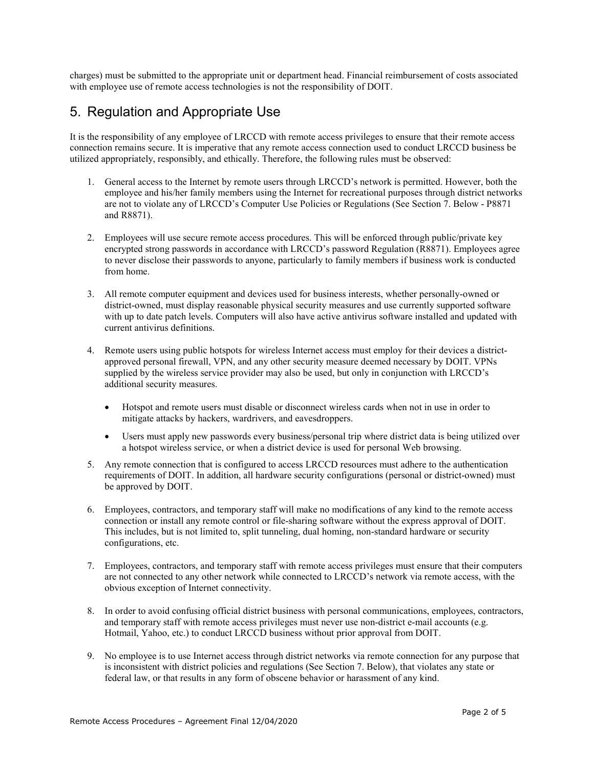charges) must be submitted to the appropriate unit or department head. Financial reimbursement of costs associated with employee use of remote access technologies is not the responsibility of DOIT.

## 5. Regulation and Appropriate Use

It is the responsibility of any employee of LRCCD with remote access privileges to ensure that their remote access connection remains secure. It is imperative that any remote access connection used to conduct LRCCD business be utilized appropriately, responsibly, and ethically. Therefore, the following rules must be observed:

1. General access to the Internet by remote users through LRCCD's network is permitted. However, both the employee and his/her family members using the Internet for recreational purposes through district networks are not to violate any of LRCCD's Computer Use Policies or Regulations (See Section 7. Below - P8871 and R8871).

2. Employees will use secure remote access procedures. This will be enforced through public/private key encrypted strong passwords in accordance with LRCCD's password Regulation (R8871). Employees agree to never disclose their passwords to anyone, particularly to family members if business work is conducted from home.

3. All remote computer equipment and devices used for business interests, whether personally-owned or district-owned, must display reasonable physical security measures and use currently supported software with up to date patch levels. Computers will also have active antivirus software installed and updated with current antivirus definitions.

4. Remote users using public hotspots for wireless Internet access must employ for their devices a district-approved personal firewall, VPN, and any other security measure deemed necessary by DOIT. VPNs supplied by the wireless service provider may also be used, but only in conjunction with LRCCD's additional security measures.

   - Hotspot and remote users must disable or disconnect wireless cards when not in use in order to mitigate attacks by hackers, wardrivers, and eavesdroppers.

   - Users must apply new passwords every business/personal trip where district data is being utilized over a hotspot wireless service, or when a district device is used for personal Web browsing.

5. Any remote connection that is configured to access LRCCD resources must adhere to the authentication requirements of DOIT. In addition, all hardware security configurations (personal or district-owned) must be approved by DOIT.

6. Employees, contractors, and temporary staff will make no modifications of any kind to the remote access connection or install any remote control or file-sharing software without the express approval of DOIT. This includes, but is not limited to, split tunneling, dual homing, non-standard hardware or security configurations, etc.

7. Employees, contractors, and temporary staff with remote access privileges must ensure that their computers are not connected to any other network while connected to LRCCD's network via remote access, with the obvious exception of Internet connectivity.

8. In order to avoid confusing official district business with personal communications, employees, contractors, and temporary staff with remote access privileges must never use non-district e-mail accounts (e.g. Hotmail, Yahoo, etc.) to conduct LRCCD business without prior approval from DOIT.

9. No employee is to use Internet access through district networks via remote connection for any purpose that is inconsistent with district policies and regulations (See Section 7. Below), that violates any state or federal law, or that results in any form of obscene behavior or harassment of any kind.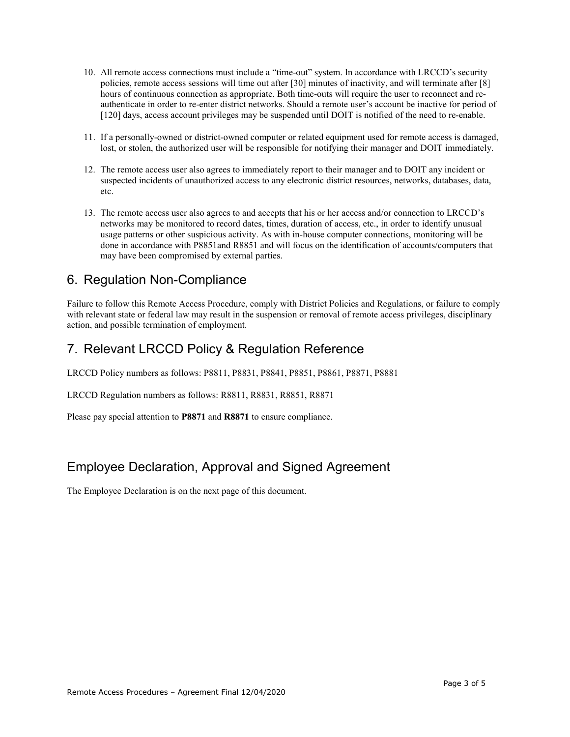10. All remote access connections must include a "time-out" system. In accordance with LRCCD's security policies, remote access sessions will time out after [30] minutes of inactivity, and will terminate after [8] hours of continuous connection as appropriate. Both time-outs will require the user to reconnect and re-authenticate in order to re-enter district networks. Should a remote user's account be inactive for period of [120] days, access account privileges may be suspended until DOIT is notified of the need to re-enable.

11. If a personally-owned or district-owned computer or related equipment used for remote access is damaged, lost, or stolen, the authorized user will be responsible for notifying their manager and DOIT immediately.

12. The remote access user also agrees to immediately report to their manager and to DOIT any incident or suspected incidents of unauthorized access to any electronic district resources, networks, databases, data, etc.

13. The remote access user also agrees to and accepts that his or her access and/or connection to LRCCD's networks may be monitored to record dates, times, duration of access, etc., in order to identify unusual usage patterns or other suspicious activity. As with in-house computer connections, monitoring will be done in accordance with P8851and R8851 and will focus on the identification of accounts/computers that may have been compromised by external parties.

## 6. Regulation Non-Compliance

Failure to follow this Remote Access Procedure, comply with District Policies and Regulations, or failure to comply with relevant state or federal law may result in the suspension or removal of remote access privileges, disciplinary action, and possible termination of employment.

## 7. Relevant LRCCD Policy & Regulation Reference

LRCCD Policy numbers as follows: P8811, P8831, P8841, P8851, P8861, P8871, P8881

LRCCD Regulation numbers as follows: R8811, R8831, R8851, R8871

Please pay special attention to **P8871** and **R8871** to ensure compliance.

## Employee Declaration, Approval and Signed Agreement

The Employee Declaration is on the next page of this document.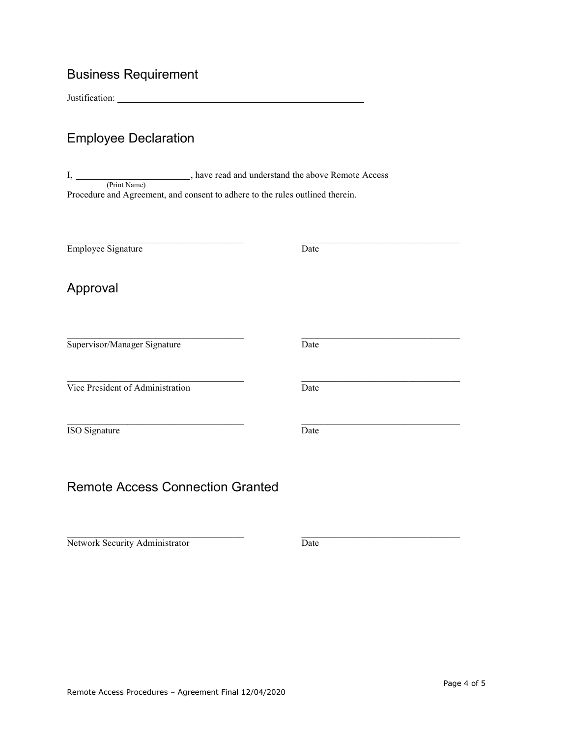## Business Requirement

Justification: ____________________________________________

## Employee Declaration

I, ______________________, have read and understand the above Remote Access
(Print Name)
Procedure and Agreement, and consent to adhere to the rules outlined therein.

____________________________________ ____________________________________
Employee Signature Date

## Approval

____________________________________ ____________________________________
Supervisor/Manager Signature Date

____________________________________ ____________________________________
Vice President of Administration Date

____________________________________ ____________________________________
ISO Signature Date

## Remote Access Connection Granted

____________________________________ ____________________________________
Network Security Administrator Date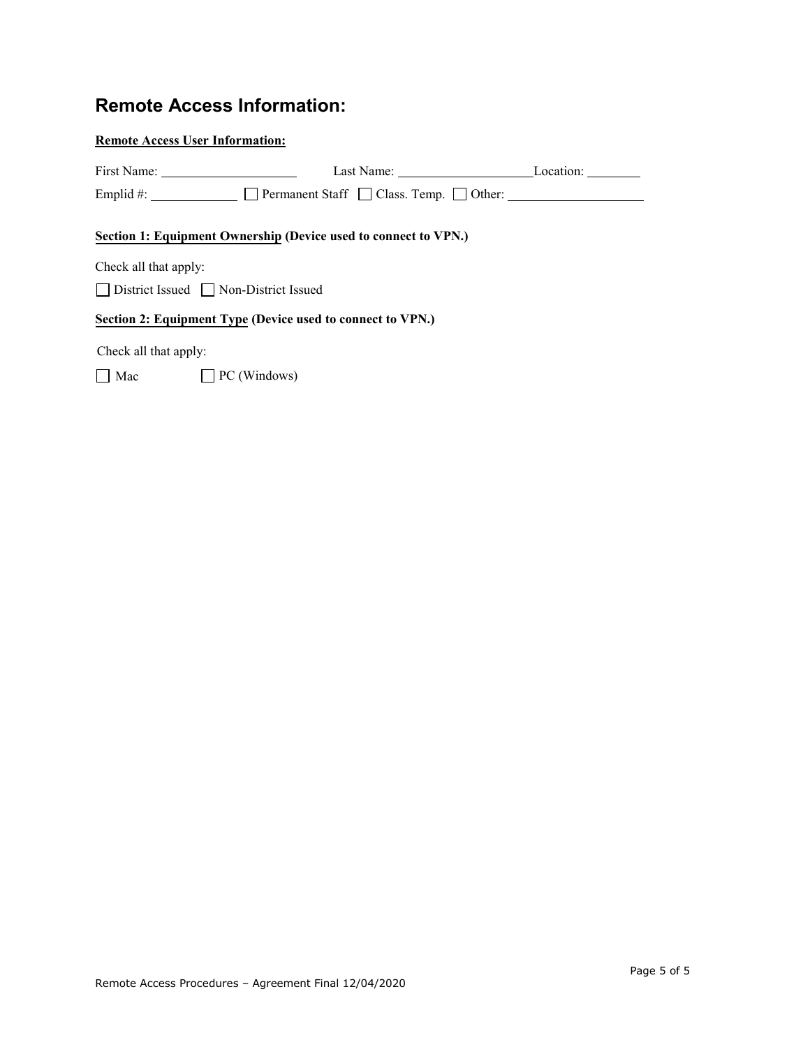## Remote Access Information:

**Remote Access User Information:**

First Name: ____________________ Last Name: ____________________ Location: ________

Emplid #: ____________ ☐ Permanent Staff ☐ Class. Temp. ☐ Other: ____________________

**Section 1: Equipment Ownership (Device used to connect to VPN.)**

Check all that apply:

☐ District Issued ☐ Non-District Issued

**Section 2: Equipment Type (Device used to connect to VPN.)**

Check all that apply:

☐ Mac ☐ PC (Windows)

Remote Access Procedures – Agreement Final 12/04/2020